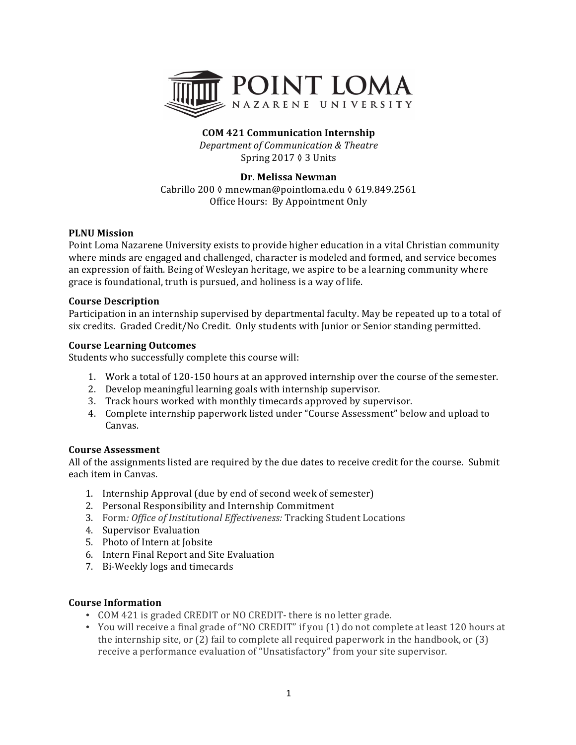POINT LOMA
NAZARENE UNIVERSITY

**COM 421 Communication Internship**

*Department of Communication & Theatre*

Spring 2017 ◊ 3 Units

**Dr. Melissa Newman**

Cabrillo 200 ◊ mnewman@pointloma.edu ◊ 619.849.2561

Office Hours: By Appointment Only

### PLNU Mission

Point Loma Nazarene University exists to provide higher education in a vital Christian community where minds are engaged and challenged, character is modeled and formed, and service becomes an expression of faith. Being of Wesleyan heritage, we aspire to be a learning community where grace is foundational, truth is pursued, and holiness is a way of life.

### Course Description

Participation in an internship supervised by departmental faculty. May be repeated up to a total of six credits. Graded Credit/No Credit. Only students with Junior or Senior standing permitted.

### Course Learning Outcomes

Students who successfully complete this course will:

1. Work a total of 120-150 hours at an approved internship over the course of the semester.
2. Develop meaningful learning goals with internship supervisor.
3. Track hours worked with monthly timecards approved by supervisor.
4. Complete internship paperwork listed under "Course Assessment" below and upload to Canvas.

### Course Assessment

All of the assignments listed are required by the due dates to receive credit for the course. Submit each item in Canvas.

1. Internship Approval (due by end of second week of semester)
2. Personal Responsibility and Internship Commitment
3. Form*: Office of Institutional Effectiveness:* Tracking Student Locations
4. Supervisor Evaluation
5. Photo of Intern at Jobsite
6. Intern Final Report and Site Evaluation
7. Bi-Weekly logs and timecards

### Course Information

- COM 421 is graded CREDIT or NO CREDIT- there is no letter grade.
- You will receive a final grade of "NO CREDIT" if you (1) do not complete at least 120 hours at the internship site, or (2) fail to complete all required paperwork in the handbook, or (3) receive a performance evaluation of "Unsatisfactory" from your site supervisor.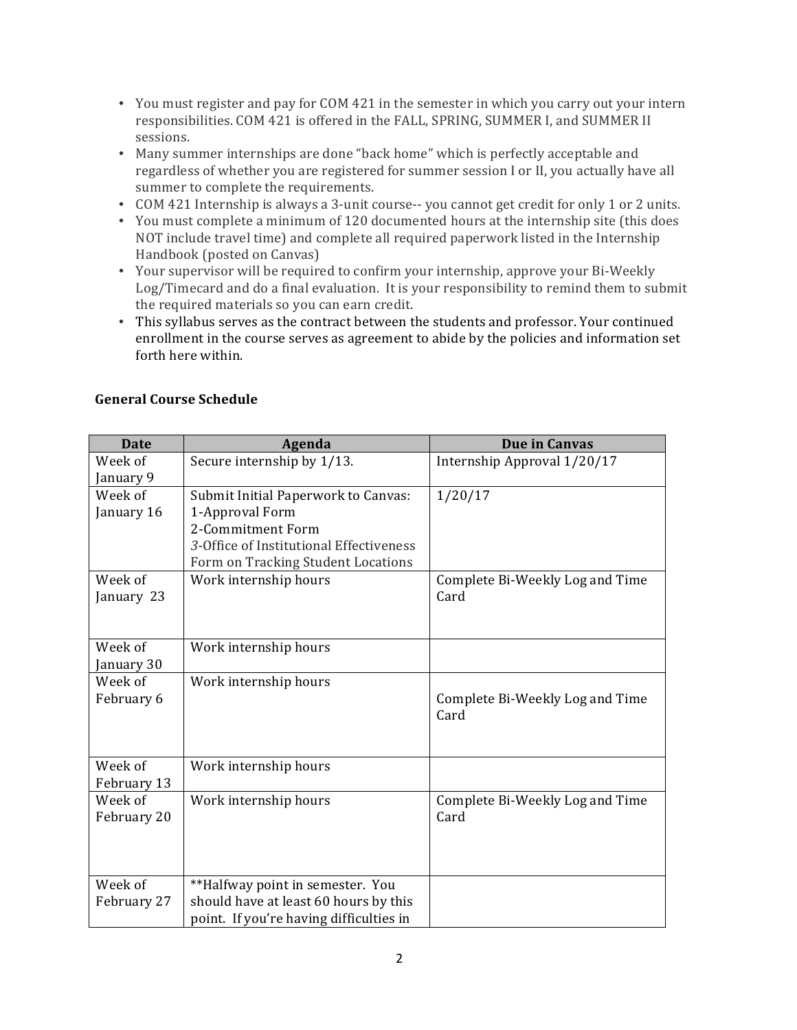- You must register and pay for COM 421 in the semester in which you carry out your intern responsibilities. COM 421 is offered in the FALL, SPRING, SUMMER I, and SUMMER II sessions.
- Many summer internships are done "back home" which is perfectly acceptable and regardless of whether you are registered for summer session I or II, you actually have all summer to complete the requirements.
- COM 421 Internship is always a 3-unit course-- you cannot get credit for only 1 or 2 units.
- You must complete a minimum of 120 documented hours at the internship site (this does NOT include travel time) and complete all required paperwork listed in the Internship Handbook (posted on Canvas)
- Your supervisor will be required to confirm your internship, approve your Bi-Weekly Log/Timecard and do a final evaluation. It is your responsibility to remind them to submit the required materials so you can earn credit.
- This syllabus serves as the contract between the students and professor. Your continued enrollment in the course serves as agreement to abide by the policies and information set forth here within.

**General Course Schedule**

| Date | Agenda | Due in Canvas |
|---|---|---|
| Week of January 9 | Secure internship by 1/13. | Internship Approval 1/20/17 |
| Week of January 16 | Submit Initial Paperwork to Canvas:<br>1-Approval Form<br>2-Commitment Form<br>*3*-Office of Institutional Effectiveness Form on Tracking Student Locations | 1/20/17 |
| Week of January 23 | Work internship hours | Complete Bi-Weekly Log and Time Card |
| Week of January 30 | Work internship hours | |
| Week of February 6 | Work internship hours | Complete Bi-Weekly Log and Time Card |
| Week of February 13 | Work internship hours | |
| Week of February 20 | Work internship hours | Complete Bi-Weekly Log and Time Card |
| Week of February 27 | **Halfway point in semester. You should have at least 60 hours by this point. If you're having difficulties in | |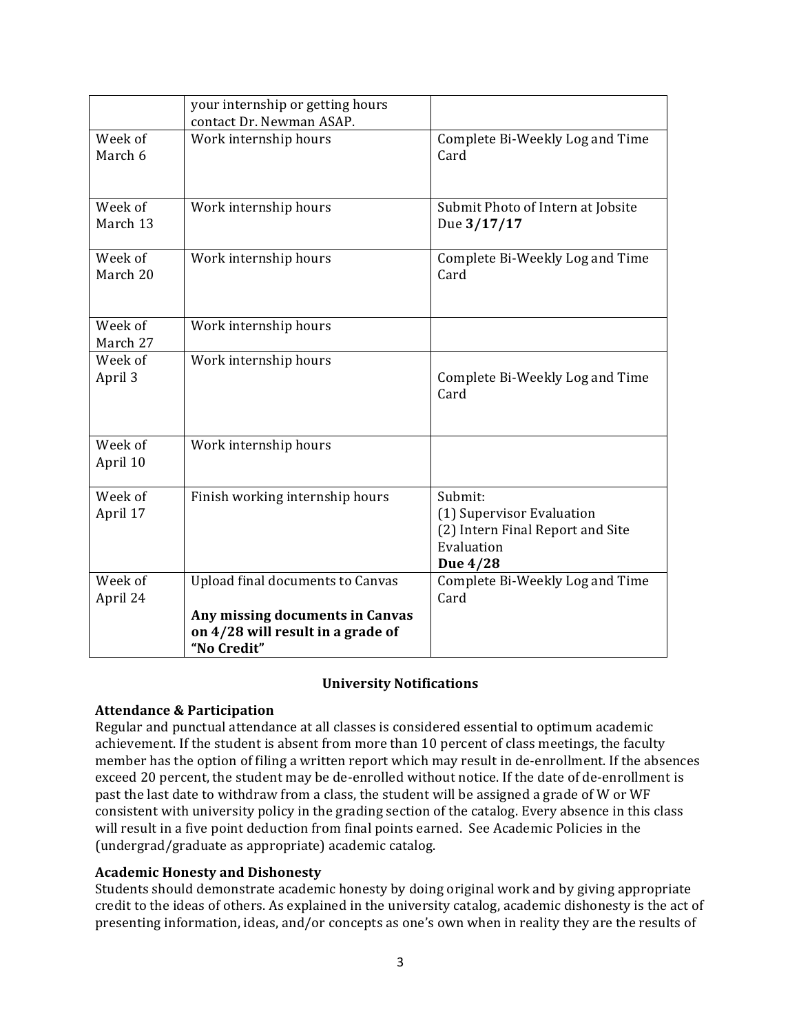| | | |
|---|---|---|
| | your internship or getting hours contact Dr. Newman ASAP. | |
| Week of March 6 | Work internship hours | Complete Bi-Weekly Log and Time Card |
| Week of March 13 | Work internship hours | Submit Photo of Intern at Jobsite Due **3/17/17** |
| Week of March 20 | Work internship hours | Complete Bi-Weekly Log and Time Card |
| Week of March 27 | Work internship hours | |
| Week of April 3 | Work internship hours | Complete Bi-Weekly Log and Time Card |
| Week of April 10 | Work internship hours | |
| Week of April 17 | Finish working internship hours | Submit:<br>(1) Supervisor Evaluation<br>(2) Intern Final Report and Site Evaluation<br>**Due 4/28** |
| Week of April 24 | Upload final documents to Canvas<br><br>**Any missing documents in Canvas on 4/28 will result in a grade of "No Credit"** | Complete Bi-Weekly Log and Time Card |

**University Notifications**

**Attendance & Participation**

Regular and punctual attendance at all classes is considered essential to optimum academic achievement. If the student is absent from more than 10 percent of class meetings, the faculty member has the option of filing a written report which may result in de-enrollment. If the absences exceed 20 percent, the student may be de-enrolled without notice. If the date of de-enrollment is past the last date to withdraw from a class, the student will be assigned a grade of W or WF consistent with university policy in the grading section of the catalog. Every absence in this class will result in a five point deduction from final points earned. See Academic Policies in the (undergrad/graduate as appropriate) academic catalog.

**Academic Honesty and Dishonesty**

Students should demonstrate academic honesty by doing original work and by giving appropriate credit to the ideas of others. As explained in the university catalog, academic dishonesty is the act of presenting information, ideas, and/or concepts as one's own when in reality they are the results of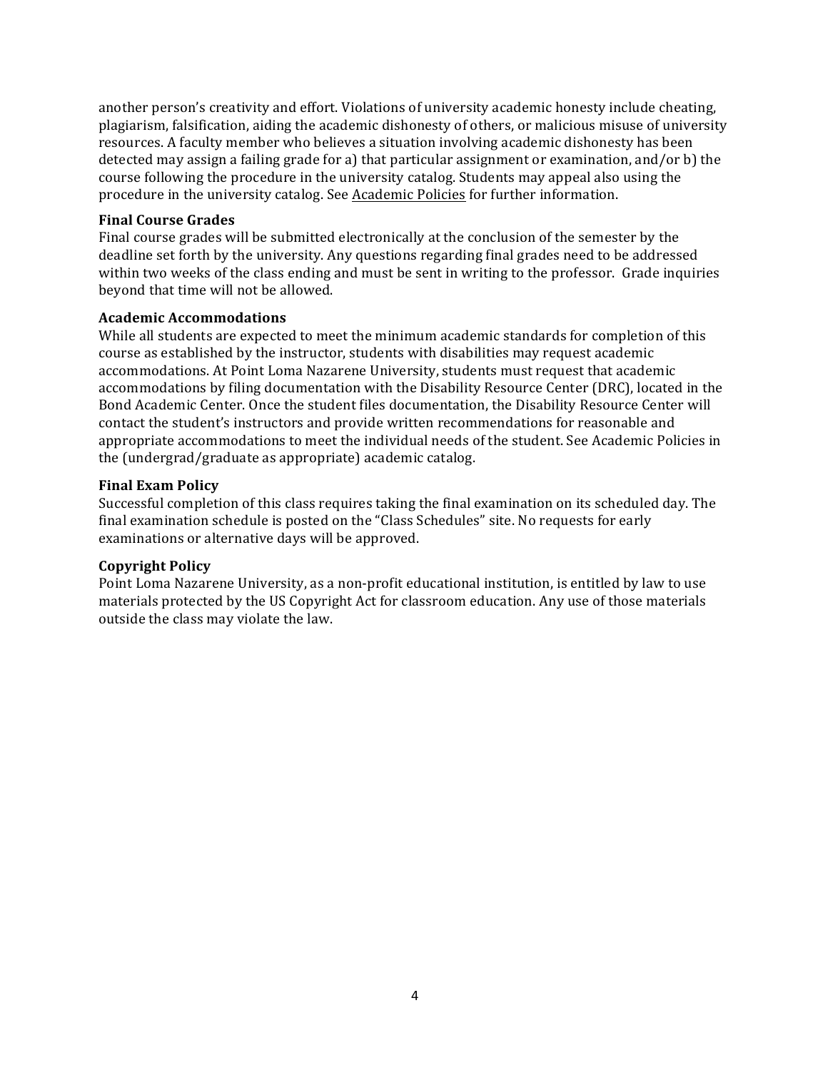another person's creativity and effort. Violations of university academic honesty include cheating, plagiarism, falsification, aiding the academic dishonesty of others, or malicious misuse of university resources. A faculty member who believes a situation involving academic dishonesty has been detected may assign a failing grade for a) that particular assignment or examination, and/or b) the course following the procedure in the university catalog. Students may appeal also using the procedure in the university catalog. See Academic Policies for further information.

**Final Course Grades**

Final course grades will be submitted electronically at the conclusion of the semester by the deadline set forth by the university. Any questions regarding final grades need to be addressed within two weeks of the class ending and must be sent in writing to the professor. Grade inquiries beyond that time will not be allowed.

**Academic Accommodations**

While all students are expected to meet the minimum academic standards for completion of this course as established by the instructor, students with disabilities may request academic accommodations. At Point Loma Nazarene University, students must request that academic accommodations by filing documentation with the Disability Resource Center (DRC), located in the Bond Academic Center. Once the student files documentation, the Disability Resource Center will contact the student's instructors and provide written recommendations for reasonable and appropriate accommodations to meet the individual needs of the student. See Academic Policies in the (undergrad/graduate as appropriate) academic catalog.

**Final Exam Policy**

Successful completion of this class requires taking the final examination on its scheduled day. The final examination schedule is posted on the "Class Schedules" site. No requests for early examinations or alternative days will be approved.

**Copyright Policy**

Point Loma Nazarene University, as a non-profit educational institution, is entitled by law to use materials protected by the US Copyright Act for classroom education. Any use of those materials outside the class may violate the law.